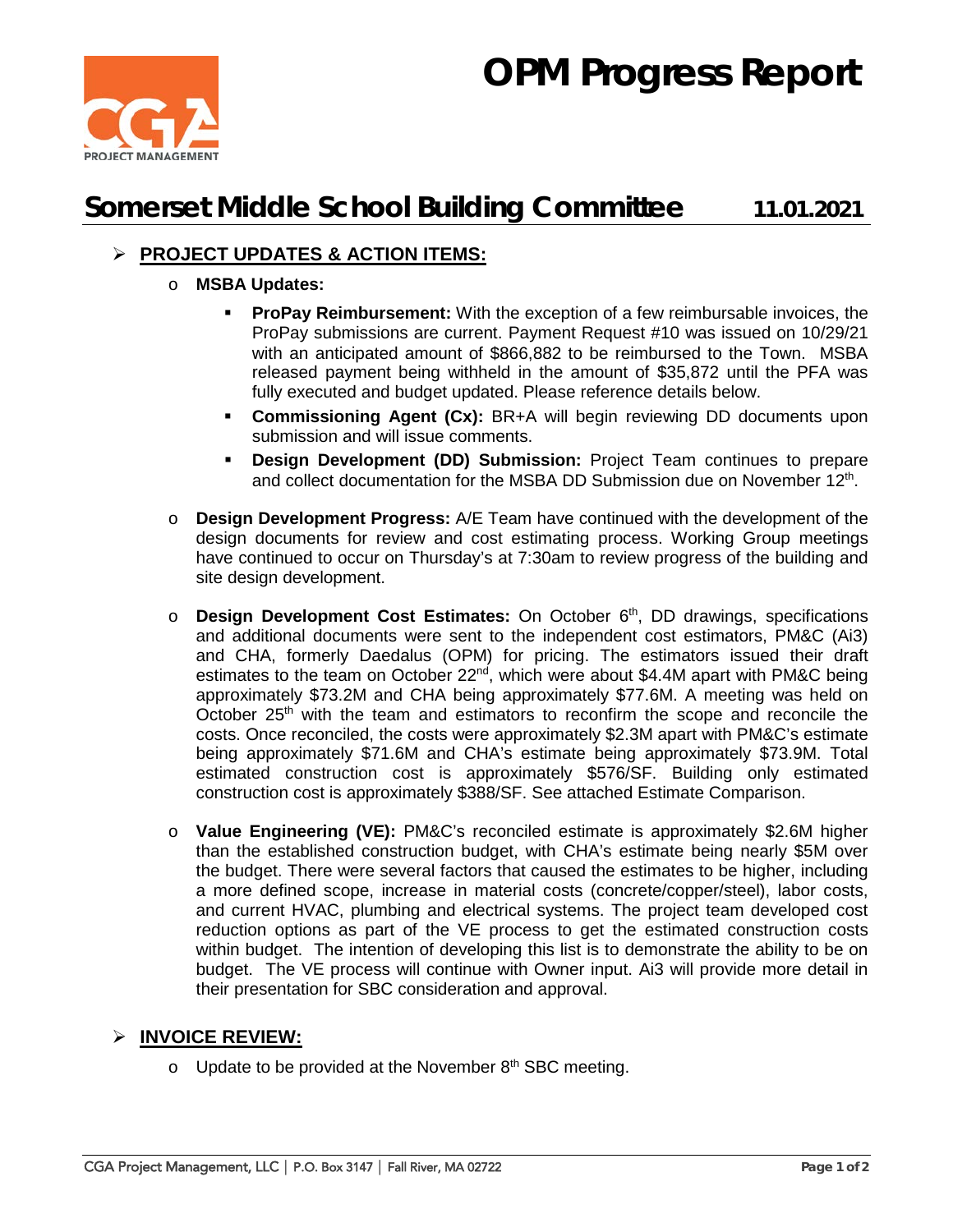# OPM Progress Report

## Somerset Middle School Building Committee 11.01.2021

- **PROJECT UPDATES & ACTION ITEMS:**
  - **MSBA Updates:**
    - **ProPay Reimbursement:** With the exception of a few reimbursable invoices, the ProPay submissions are current. Payment Request #10 was issued on 10/29/21 with an anticipated amount of $866,882 to be reimbursed to the Town. MSBA released payment being withheld in the amount of $35,872 until the PFA was fully executed and budget updated. Please reference details below.
    - **Commissioning Agent (Cx):** BR+A will begin reviewing DD documents upon submission and will issue comments.
    - **Design Development (DD) Submission:** Project Team continues to prepare and collect documentation for the MSBA DD Submission due on November 12th.
  - **Design Development Progress:** A/E Team have continued with the development of the design documents for review and cost estimating process. Working Group meetings have continued to occur on Thursday's at 7:30am to review progress of the building and site design development.
  - **Design Development Cost Estimates:** On October 6th, DD drawings, specifications and additional documents were sent to the independent cost estimators, PM&C (Ai3) and CHA, formerly Daedalus (OPM) for pricing. The estimators issued their draft estimates to the team on October 22nd, which were about $4.4M apart with PM&C being approximately $73.2M and CHA being approximately $77.6M. A meeting was held on October 25th with the team and estimators to reconfirm the scope and reconcile the costs. Once reconciled, the costs were approximately $2.3M apart with PM&C's estimate being approximately $71.6M and CHA's estimate being approximately $73.9M. Total estimated construction cost is approximately $576/SF. Building only estimated construction cost is approximately $388/SF. See attached Estimate Comparison.
  - **Value Engineering (VE):** PM&C's reconciled estimate is approximately $2.6M higher than the established construction budget, with CHA's estimate being nearly $5M over the budget. There were several factors that caused the estimates to be higher, including a more defined scope, increase in material costs (concrete/copper/steel), labor costs, and current HVAC, plumbing and electrical systems. The project team developed cost reduction options as part of the VE process to get the estimated construction costs within budget. The intention of developing this list is to demonstrate the ability to be on budget. The VE process will continue with Owner input. Ai3 will provide more detail in their presentation for SBC consideration and approval.

- **INVOICE REVIEW:**
  - Update to be provided at the November 8th SBC meeting.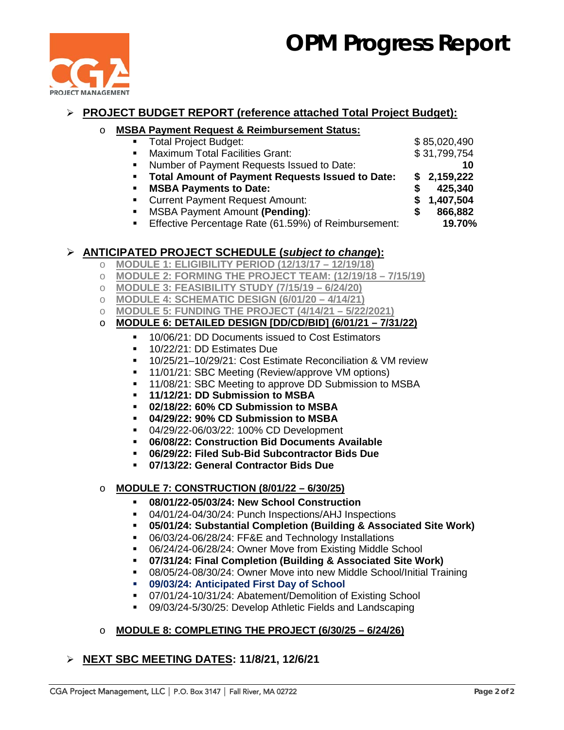# OPM Progress Report

- **PROJECT BUDGET REPORT (reference attached Total Project Budget):**
  - **MSBA Payment Request & Reimbursement Status:**
    - Total Project Budget: $ 85,020,490
    - Maximum Total Facilities Grant: $ 31,799,754
    - Number of Payment Requests Issued to Date: **10**
    - **Total Amount of Payment Requests Issued to Date: $ 2,159,222**
    - **MSBA Payments to Date: $ 425,340**
    - Current Payment Request Amount: **$ 1,407,504**
    - MSBA Payment Amount **(Pending)**: **$ 866,882**
    - Effective Percentage Rate (61.59%) of Reimbursement: **19.70%**

- **ANTICIPATED PROJECT SCHEDULE (*subject to change*):**
  - MODULE 1: ELIGIBILITY PERIOD (12/13/17 – 12/19/18)
  - MODULE 2: FORMING THE PROJECT TEAM: (12/19/18 – 7/15/19)
  - MODULE 3: FEASIBILITY STUDY (7/15/19 – 6/24/20)
  - MODULE 4: SCHEMATIC DESIGN (6/01/20 – 4/14/21)
  - MODULE 5: FUNDING THE PROJECT (4/14/21 – 5/22/2021)
  - **MODULE 6: DETAILED DESIGN [DD/CD/BID] (6/01/21 – 7/31/22)**
    - 10/06/21: DD Documents issued to Cost Estimators
    - 10/22/21: DD Estimates Due
    - 10/25/21–10/29/21: Cost Estimate Reconciliation & VM review
    - 11/01/21: SBC Meeting (Review/approve VM options)
    - 11/08/21: SBC Meeting to approve DD Submission to MSBA
    - **11/12/21: DD Submission to MSBA**
    - **02/18/22: 60% CD Submission to MSBA**
    - **04/29/22: 90% CD Submission to MSBA**
    - 04/29/22-06/03/22: 100% CD Development
    - **06/08/22: Construction Bid Documents Available**
    - **06/29/22: Filed Sub-Bid Subcontractor Bids Due**
    - **07/13/22: General Contractor Bids Due**
  - **MODULE 7: CONSTRUCTION (8/01/22 – 6/30/25)**
    - **08/01/22-05/03/24: New School Construction**
    - 04/01/24-04/30/24: Punch Inspections/AHJ Inspections
    - **05/01/24: Substantial Completion (Building & Associated Site Work)**
    - 06/03/24-06/28/24: FF&E and Technology Installations
    - 06/24/24-06/28/24: Owner Move from Existing Middle School
    - **07/31/24: Final Completion (Building & Associated Site Work)**
    - 08/05/24-08/30/24: Owner Move into new Middle School/Initial Training
    - **09/03/24: Anticipated First Day of School**
    - 07/01/24-10/31/24: Abatement/Demolition of Existing School
    - 09/03/24-5/30/25: Develop Athletic Fields and Landscaping
  - **MODULE 8: COMPLETING THE PROJECT (6/30/25 – 6/24/26)**

- **NEXT SBC MEETING DATES: 11/8/21, 12/6/21**

CGA Project Management, LLC | P.O. Box 3147 | Fall River, MA 02722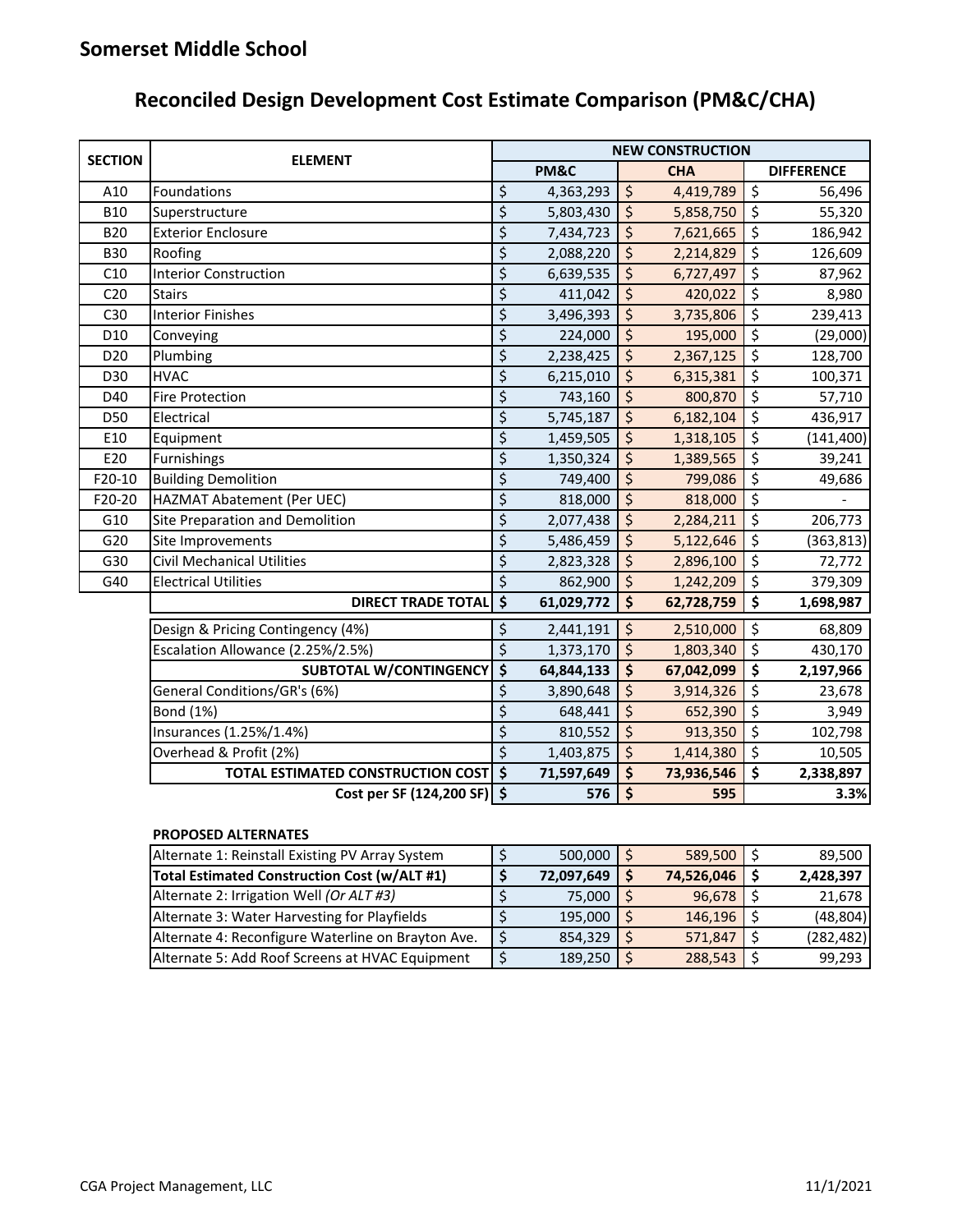## Somerset Middle School

# Reconciled Design Development Cost Estimate Comparison (PM&C/CHA)

| SECTION | ELEMENT | NEW CONSTRUCTION | | |
|---|---|---|---|---|
| | | PM&C | CHA | DIFFERENCE |
| A10 | Foundations | $ 4,363,293 | $ 4,419,789 | $ 56,496 |
| B10 | Superstructure | $ 5,803,430 | $ 5,858,750 | $ 55,320 |
| B20 | Exterior Enclosure | $ 7,434,723 | $ 7,621,665 | $ 186,942 |
| B30 | Roofing | $ 2,088,220 | $ 2,214,829 | $ 126,609 |
| C10 | Interior Construction | $ 6,639,535 | $ 6,727,497 | $ 87,962 |
| C20 | Stairs | $ 411,042 | $ 420,022 | $ 8,980 |
| C30 | Interior Finishes | $ 3,496,393 | $ 3,735,806 | $ 239,413 |
| D10 | Conveying | $ 224,000 | $ 195,000 | $ (29,000) |
| D20 | Plumbing | $ 2,238,425 | $ 2,367,125 | $ 128,700 |
| D30 | HVAC | $ 6,215,010 | $ 6,315,381 | $ 100,371 |
| D40 | Fire Protection | $ 743,160 | $ 800,870 | $ 57,710 |
| D50 | Electrical | $ 5,745,187 | $ 6,182,104 | $ 436,917 |
| E10 | Equipment | $ 1,459,505 | $ 1,318,105 | $ (141,400) |
| E20 | Furnishings | $ 1,350,324 | $ 1,389,565 | $ 39,241 |
| F20-10 | Building Demolition | $ 749,400 | $ 799,086 | $ 49,686 |
| F20-20 | HAZMAT Abatement (Per UEC) | $ 818,000 | $ 818,000 | $ - |
| G10 | Site Preparation and Demolition | $ 2,077,438 | $ 2,284,211 | $ 206,773 |
| G20 | Site Improvements | $ 5,486,459 | $ 5,122,646 | $ (363,813) |
| G30 | Civil Mechanical Utilities | $ 2,823,328 | $ 2,896,100 | $ 72,772 |
| G40 | Electrical Utilities | $ 862,900 | $ 1,242,209 | $ 379,309 |
| | **DIRECT TRADE TOTAL** | **$ 61,029,772** | **$ 62,728,759** | **$ 1,698,987** |
| | Design & Pricing Contingency (4%) | $ 2,441,191 | $ 2,510,000 | $ 68,809 |
| | Escalation Allowance (2.25%/2.5%) | $ 1,373,170 | $ 1,803,340 | $ 430,170 |
| | **SUBTOTAL W/CONTINGENCY** | **$ 64,844,133** | **$ 67,042,099** | **$ 2,197,966** |
| | General Conditions/GR's (6%) | $ 3,890,648 | $ 3,914,326 | $ 23,678 |
| | Bond (1%) | $ 648,441 | $ 652,390 | $ 3,949 |
| | Insurances (1.25%/1.4%) | $ 810,552 | $ 913,350 | $ 102,798 |
| | Overhead & Profit (2%) | $ 1,403,875 | $ 1,414,380 | $ 10,505 |
| | **TOTAL ESTIMATED CONSTRUCTION COST** | **$ 71,597,649** | **$ 73,936,546** | **$ 2,338,897** |
| | **Cost per SF (124,200 SF)** | **$ 576** | **$ 595** | **3.3%** |

**PROPOSED ALTERNATES**

| | | | |
|---|---|---|---|
| Alternate 1: Reinstall Existing PV Array System | $ 500,000 | $ 589,500 | $ 89,500 |
| **Total Estimated Construction Cost (w/ALT #1)** | **$ 72,097,649** | **$ 74,526,046** | **$ 2,428,397** |
| Alternate 2: Irrigation Well *(Or ALT #3)* | $ 75,000 | $ 96,678 | $ 21,678 |
| Alternate 3: Water Harvesting for Playfields | $ 195,000 | $ 146,196 | $ (48,804) |
| Alternate 4: Reconfigure Waterline on Brayton Ave. | $ 854,329 | $ 571,847 | $ (282,482) |
| Alternate 5: Add Roof Screens at HVAC Equipment | $ 189,250 | $ 288,543 | $ 99,293 |

CGA Project Management, LLC

11/1/2021